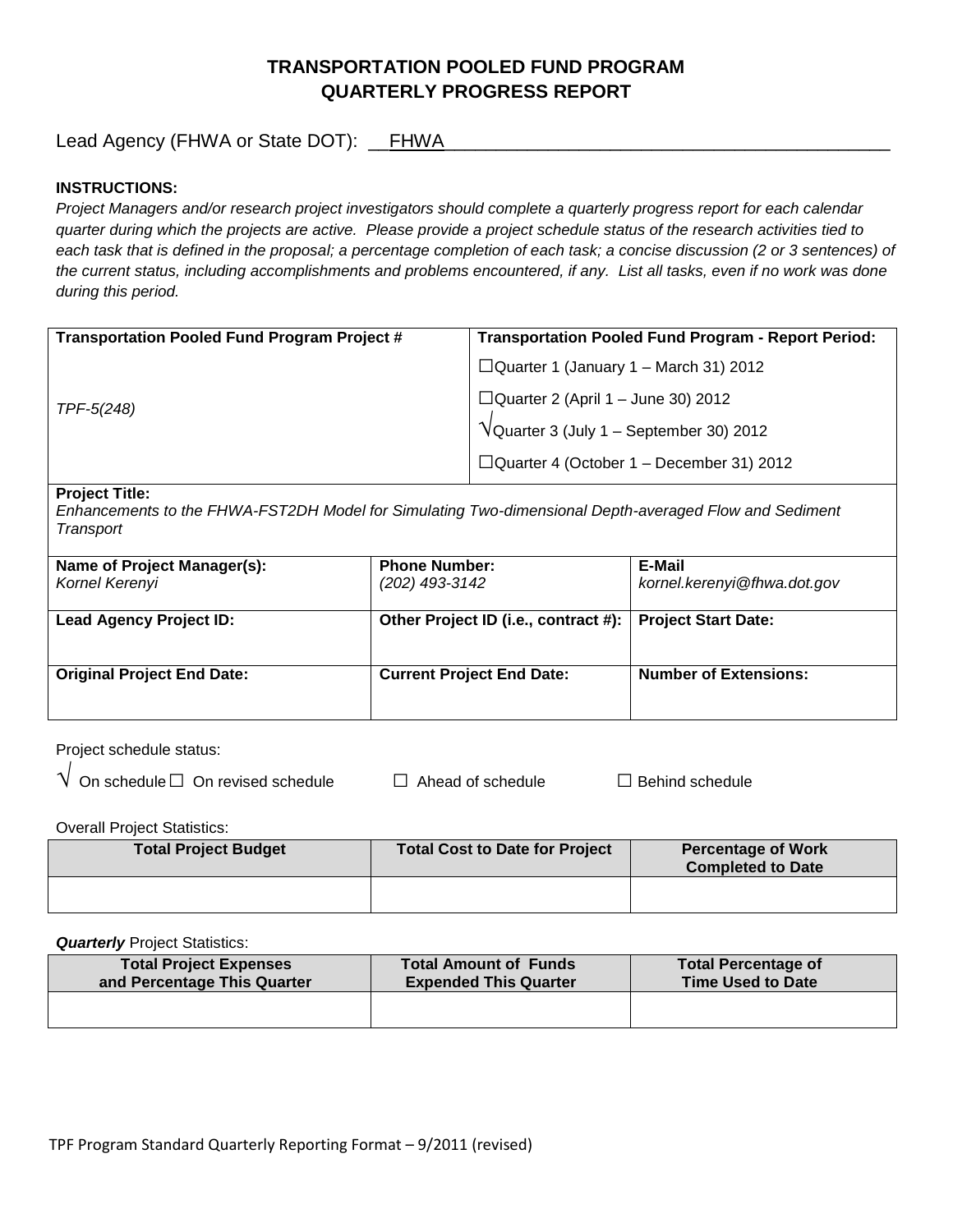# TRANSPORTATION POOLED FUND PROGRAM
# QUARTERLY PROGRESS REPORT

Lead Agency (FHWA or State DOT): __FHWA_____________________________________________

**INSTRUCTIONS:**

*Project Managers and/or research project investigators should complete a quarterly progress report for each calendar quarter during which the projects are active. Please provide a project schedule status of the research activities tied to each task that is defined in the proposal; a percentage completion of each task; a concise discussion (2 or 3 sentences) of the current status, including accomplishments and problems encountered, if any. List all tasks, even if no work was done during this period.*

| **Transportation Pooled Fund Program Project #** | **Transportation Pooled Fund Program - Report Period:** |
|---|---|
| *TPF-5(248)* | ☐Quarter 1 (January 1 – March 31) 2012<br>☐Quarter 2 (April 1 – June 30) 2012<br>√Quarter 3 (July 1 – September 30) 2012<br>☐Quarter 4 (October 1 – December 31) 2012 |

**Project Title:**
*Enhancements to the FHWA-FST2DH Model for Simulating Two-dimensional Depth-averaged Flow and Sediment Transport*

| **Name of Project Manager(s):** | **Phone Number:** | **E-Mail** |
|---|---|---|
| *Kornel Kerenyi* | *(202) 493-3142* | *kornel.kerenyi@fhwa.dot.gov* |
| **Lead Agency Project ID:** | **Other Project ID (i.e., contract #):** | **Project Start Date:** |
| | | |
| **Original Project End Date:** | **Current Project End Date:** | **Number of Extensions:** |
| | | |

Project schedule status:

√ On schedule ☐ On revised schedule ☐ Ahead of schedule ☐ Behind schedule

Overall Project Statistics:

| **Total Project Budget** | **Total Cost to Date for Project** | **Percentage of Work Completed to Date** |
|---|---|---|
| | | |

***Quarterly*** Project Statistics:

| **Total Project Expenses and Percentage This Quarter** | **Total Amount of Funds Expended This Quarter** | **Total Percentage of Time Used to Date** |
|---|---|---|
| | | |

TPF Program Standard Quarterly Reporting Format – 9/2011 (revised)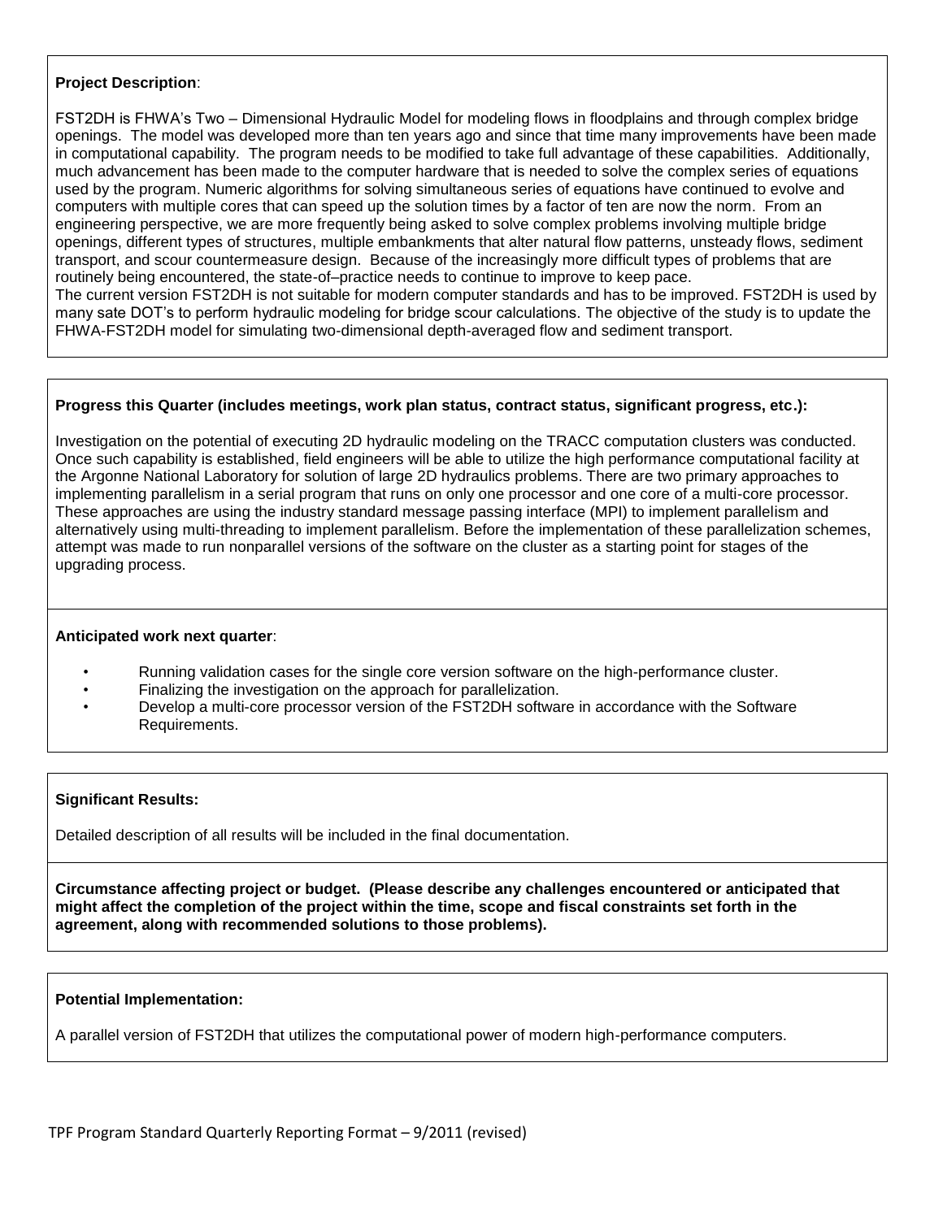**Project Description**:

FST2DH is FHWA's Two – Dimensional Hydraulic Model for modeling flows in floodplains and through complex bridge openings. The model was developed more than ten years ago and since that time many improvements have been made in computational capability. The program needs to be modified to take full advantage of these capabilities. Additionally, much advancement has been made to the computer hardware that is needed to solve the complex series of equations used by the program. Numeric algorithms for solving simultaneous series of equations have continued to evolve and computers with multiple cores that can speed up the solution times by a factor of ten are now the norm. From an engineering perspective, we are more frequently being asked to solve complex problems involving multiple bridge openings, different types of structures, multiple embankments that alter natural flow patterns, unsteady flows, sediment transport, and scour countermeasure design. Because of the increasingly more difficult types of problems that are routinely being encountered, the state-of–practice needs to continue to improve to keep pace.
The current version FST2DH is not suitable for modern computer standards and has to be improved. FST2DH is used by many sate DOT's to perform hydraulic modeling for bridge scour calculations. The objective of the study is to update the FHWA-FST2DH model for simulating two-dimensional depth-averaged flow and sediment transport.

**Progress this Quarter (includes meetings, work plan status, contract status, significant progress, etc.):**

Investigation on the potential of executing 2D hydraulic modeling on the TRACC computation clusters was conducted. Once such capability is established, field engineers will be able to utilize the high performance computational facility at the Argonne National Laboratory for solution of large 2D hydraulics problems. There are two primary approaches to implementing parallelism in a serial program that runs on only one processor and one core of a multi-core processor. These approaches are using the industry standard message passing interface (MPI) to implement parallelism and alternatively using multi-threading to implement parallelism. Before the implementation of these parallelization schemes, attempt was made to run nonparallel versions of the software on the cluster as a starting point for stages of the upgrading process.

**Anticipated work next quarter**:

- Running validation cases for the single core version software on the high-performance cluster.
- Finalizing the investigation on the approach for parallelization.
- Develop a multi-core processor version of the FST2DH software in accordance with the Software Requirements.

**Significant Results:**

Detailed description of all results will be included in the final documentation.

**Circumstance affecting project or budget. (Please describe any challenges encountered or anticipated that might affect the completion of the project within the time, scope and fiscal constraints set forth in the agreement, along with recommended solutions to those problems).**

**Potential Implementation:**

A parallel version of FST2DH that utilizes the computational power of modern high-performance computers.